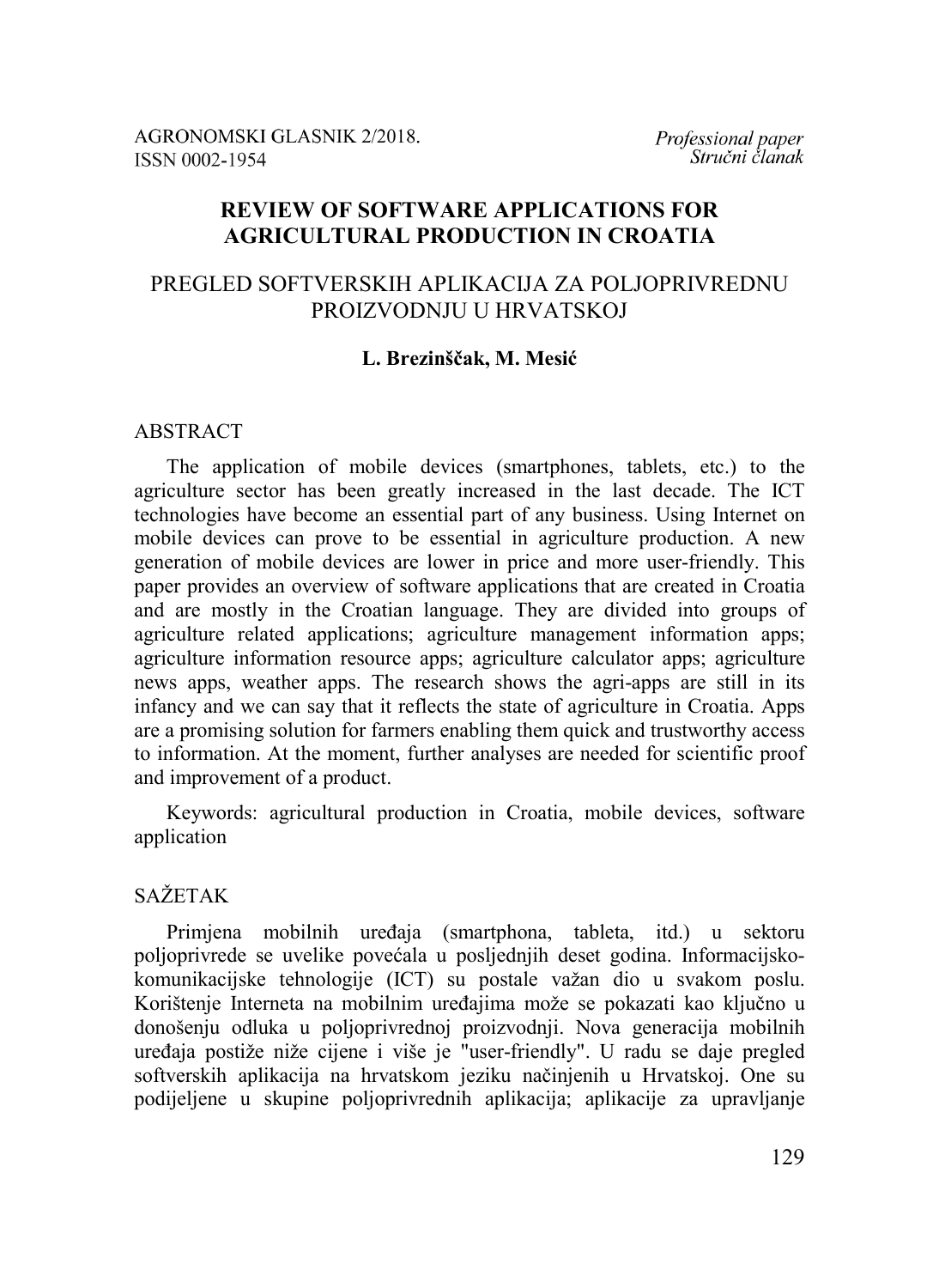Professional paper
*Stručni članak*

# REVIEW OF SOFTWARE APPLICATIONS FOR AGRICULTURAL PRODUCTION IN CROATIA

## PREGLED SOFTVERSKIH APLIKACIJA ZA POLJOPRIVREDNU PROIZVODNJU U HRVATSKOJ

**L. Brezinščak, M. Mesić**

## ABSTRACT

The application of mobile devices (smartphones, tablets, etc.) to the agriculture sector has been greatly increased in the last decade. The ICT technologies have become an essential part of any business. Using Internet on mobile devices can prove to be essential in agriculture production. A new generation of mobile devices are lower in price and more user-friendly. This paper provides an overview of software applications that are created in Croatia and are mostly in the Croatian language. They are divided into groups of agriculture related applications; agriculture management information apps; agriculture information resource apps; agriculture calculator apps; agriculture news apps, weather apps. The research shows the agri-apps are still in its infancy and we can say that it reflects the state of agriculture in Croatia. Apps are a promising solution for farmers enabling them quick and trustworthy access to information. At the moment, further analyses are needed for scientific proof and improvement of a product.

Keywords: agricultural production in Croatia, mobile devices, software application

## SAŽETAK

Primjena mobilnih uređaja (smartphona, tableta, itd.) u sektoru poljoprivrede se uvelike povećala u posljednjih deset godina. Informacijsko-komunikacijske tehnologije (ICT) su postale važan dio u svakom poslu. Korištenje Interneta na mobilnim uređajima može se pokazati kao ključno u donošenju odluka u poljoprivrednoj proizvodnji. Nova generacija mobilnih uređaja postiže niže cijene i više je "user-friendly". U radu se daje pregled softverskih aplikacija na hrvatskom jeziku načinjenih u Hrvatskoj. One su podijeljene u skupine poljoprivrednih aplikacija; aplikacije za upravljanje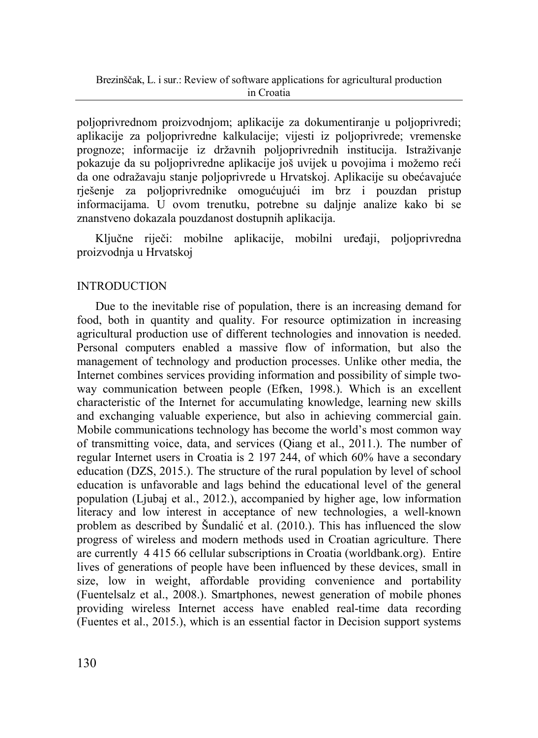poljoprivrednom proizvodnjom; aplikacije za dokumentiranje u poljoprivredi; aplikacije za poljoprivredne kalkulacije; vijesti iz poljoprivrede; vremenske prognoze; informacije iz državnih poljoprivrednih institucija. Istraživanje pokazuje da su poljoprivredne aplikacije još uvijek u povojima i možemo reći da one odražavaju stanje poljoprivrede u Hrvatskoj. Aplikacije su obećavajuće rješenje za poljoprivrednike omogućujući im brz i pouzdan pristup informacijama. U ovom trenutku, potrebne su daljnje analize kako bi se znanstveno dokazala pouzdanost dostupnih aplikacija.

Ključne riječi: mobilne aplikacije, mobilni uređaji, poljoprivredna proizvodnja u Hrvatskoj

## INTRODUCTION

Due to the inevitable rise of population, there is an increasing demand for food, both in quantity and quality. For resource optimization in increasing agricultural production use of different technologies and innovation is needed. Personal computers enabled a massive flow of information, but also the management of technology and production processes. Unlike other media, the Internet combines services providing information and possibility of simple two-way communication between people (Efken, 1998.). Which is an excellent characteristic of the Internet for accumulating knowledge, learning new skills and exchanging valuable experience, but also in achieving commercial gain. Mobile communications technology has become the world's most common way of transmitting voice, data, and services (Qiang et al., 2011.). The number of regular Internet users in Croatia is 2 197 244, of which 60% have a secondary education (DZS, 2015.). The structure of the rural population by level of school education is unfavorable and lags behind the educational level of the general population (Ljubaj et al., 2012.), accompanied by higher age, low information literacy and low interest in acceptance of new technologies, a well-known problem as described by Šundalić et al. (2010.). This has influenced the slow progress of wireless and modern methods used in Croatian agriculture. There are currently 4 415 66 cellular subscriptions in Croatia (worldbank.org). Entire lives of generations of people have been influenced by these devices, small in size, low in weight, affordable providing convenience and portability (Fuentelsalz et al., 2008.). Smartphones, newest generation of mobile phones providing wireless Internet access have enabled real-time data recording (Fuentes et al., 2015.), which is an essential factor in Decision support systems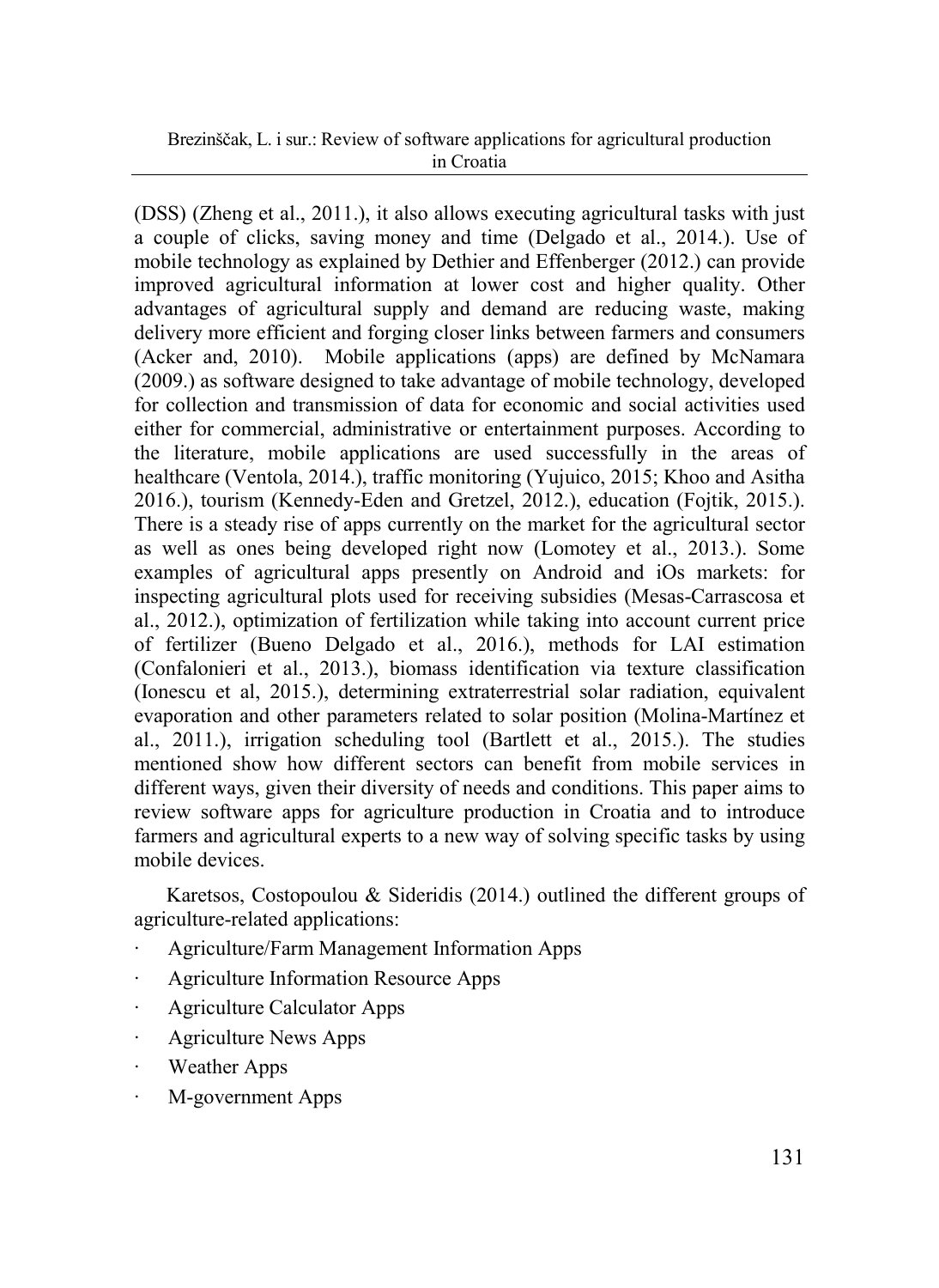(DSS) (Zheng et al., 2011.), it also allows executing agricultural tasks with just a couple of clicks, saving money and time (Delgado et al., 2014.). Use of mobile technology as explained by Dethier and Effenberger (2012.) can provide improved agricultural information at lower cost and higher quality. Other advantages of agricultural supply and demand are reducing waste, making delivery more efficient and forging closer links between farmers and consumers (Acker and, 2010). Mobile applications (apps) are defined by McNamara (2009.) as software designed to take advantage of mobile technology, developed for collection and transmission of data for economic and social activities used either for commercial, administrative or entertainment purposes. According to the literature, mobile applications are used successfully in the areas of healthcare (Ventola, 2014.), traffic monitoring (Yujuico, 2015; Khoo and Asitha 2016.), tourism (Kennedy-Eden and Gretzel, 2012.), education (Fojtik, 2015.). There is a steady rise of apps currently on the market for the agricultural sector as well as ones being developed right now (Lomotey et al., 2013.). Some examples of agricultural apps presently on Android and iOs markets: for inspecting agricultural plots used for receiving subsidies (Mesas-Carrascosa et al., 2012.), optimization of fertilization while taking into account current price of fertilizer (Bueno Delgado et al., 2016.), methods for LAI estimation (Confalonieri et al., 2013.), biomass identification via texture classification (Ionescu et al, 2015.), determining extraterrestrial solar radiation, equivalent evaporation and other parameters related to solar position (Molina-Martínez et al., 2011.), irrigation scheduling tool (Bartlett et al., 2015.). The studies mentioned show how different sectors can benefit from mobile services in different ways, given their diversity of needs and conditions. This paper aims to review software apps for agriculture production in Croatia and to introduce farmers and agricultural experts to a new way of solving specific tasks by using mobile devices.

Karetsos, Costopoulou & Sideridis (2014.) outlined the different groups of agriculture-related applications:

- Agriculture/Farm Management Information Apps
- Agriculture Information Resource Apps
- Agriculture Calculator Apps
- Agriculture News Apps
- Weather Apps
- M-government Apps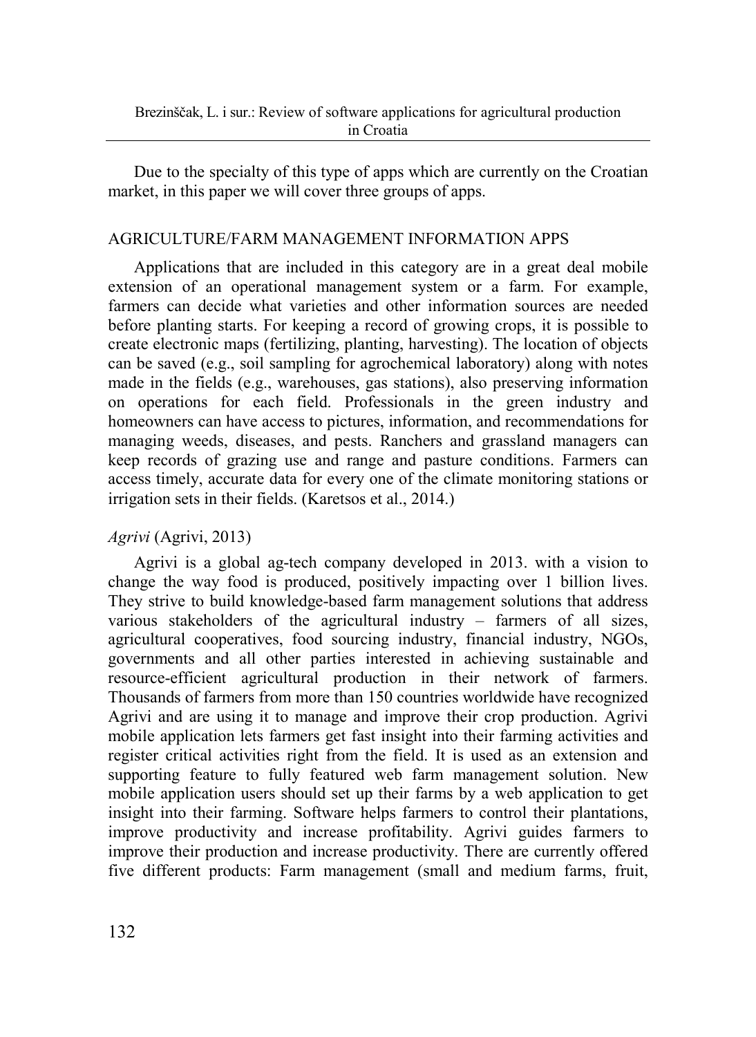Due to the specialty of this type of apps which are currently on the Croatian market, in this paper we will cover three groups of apps.

## AGRICULTURE/FARM MANAGEMENT INFORMATION APPS

Applications that are included in this category are in a great deal mobile extension of an operational management system or a farm. For example, farmers can decide what varieties and other information sources are needed before planting starts. For keeping a record of growing crops, it is possible to create electronic maps (fertilizing, planting, harvesting). The location of objects can be saved (e.g., soil sampling for agrochemical laboratory) along with notes made in the fields (e.g., warehouses, gas stations), also preserving information on operations for each field. Professionals in the green industry and homeowners can have access to pictures, information, and recommendations for managing weeds, diseases, and pests. Ranchers and grassland managers can keep records of grazing use and range and pasture conditions. Farmers can access timely, accurate data for every one of the climate monitoring stations or irrigation sets in their fields. (Karetsos et al., 2014.)

### *Agrivi* (Agrivi, 2013)

Agrivi is a global ag-tech company developed in 2013. with a vision to change the way food is produced, positively impacting over 1 billion lives. They strive to build knowledge-based farm management solutions that address various stakeholders of the agricultural industry – farmers of all sizes, agricultural cooperatives, food sourcing industry, financial industry, NGOs, governments and all other parties interested in achieving sustainable and resource-efficient agricultural production in their network of farmers. Thousands of farmers from more than 150 countries worldwide have recognized Agrivi and are using it to manage and improve their crop production. Agrivi mobile application lets farmers get fast insight into their farming activities and register critical activities right from the field. It is used as an extension and supporting feature to fully featured web farm management solution. New mobile application users should set up their farms by a web application to get insight into their farming. Software helps farmers to control their plantations, improve productivity and increase profitability. Agrivi guides farmers to improve their production and increase productivity. There are currently offered five different products: Farm management (small and medium farms, fruit,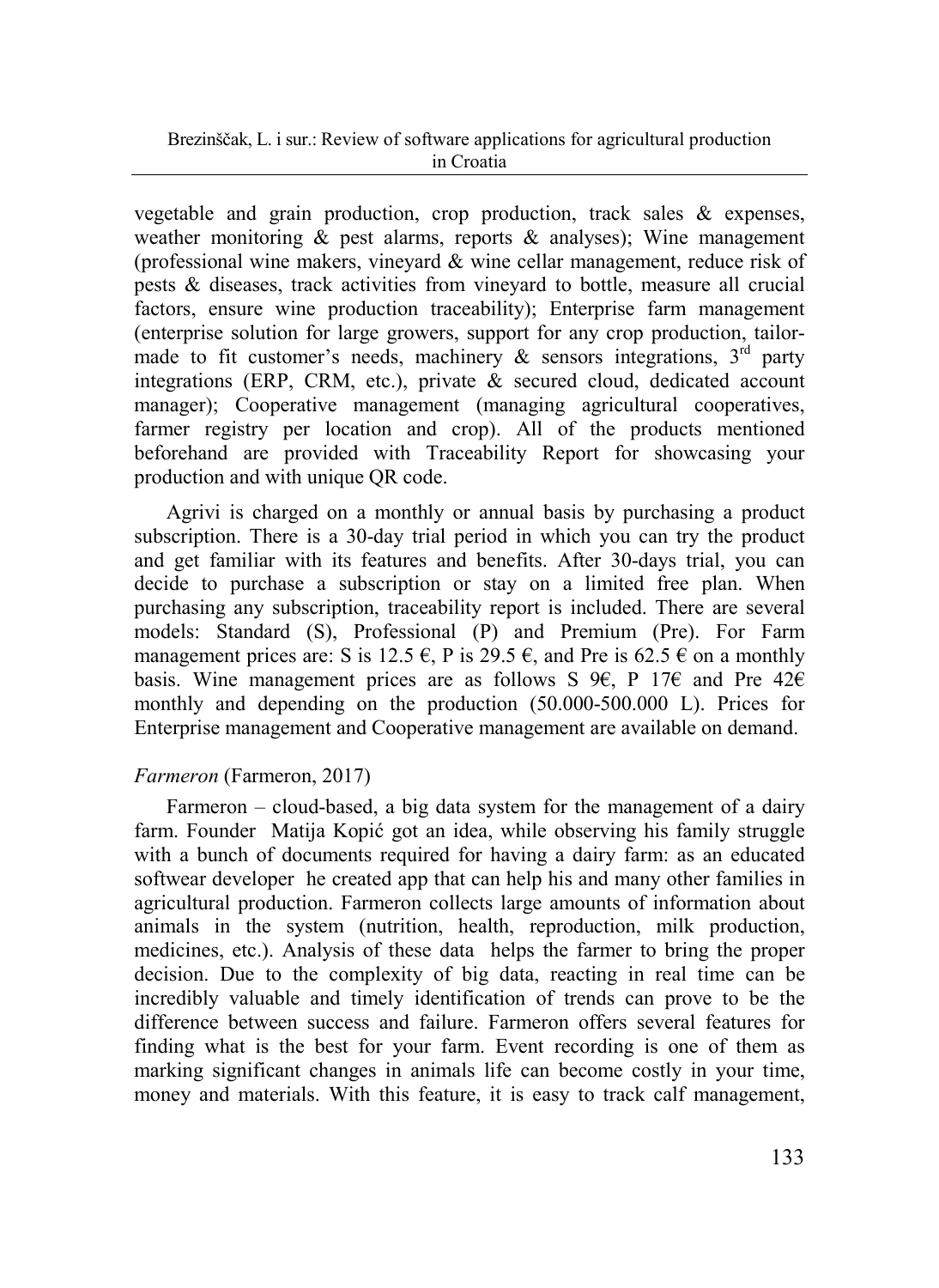vegetable and grain production, crop production, track sales & expenses, weather monitoring & pest alarms, reports & analyses); Wine management (professional wine makers, vineyard & wine cellar management, reduce risk of pests & diseases, track activities from vineyard to bottle, measure all crucial factors, ensure wine production traceability); Enterprise farm management (enterprise solution for large growers, support for any crop production, tailor-made to fit customer's needs, machinery & sensors integrations, 3rd party integrations (ERP, CRM, etc.), private & secured cloud, dedicated account manager); Cooperative management (managing agricultural cooperatives, farmer registry per location and crop). All of the products mentioned beforehand are provided with Traceability Report for showcasing your production and with unique QR code.

Agrivi is charged on a monthly or annual basis by purchasing a product subscription. There is a 30-day trial period in which you can try the product and get familiar with its features and benefits. After 30-days trial, you can decide to purchase a subscription or stay on a limited free plan. When purchasing any subscription, traceability report is included. There are several models: Standard (S), Professional (P) and Premium (Pre). For Farm management prices are: S is 12.5 €, P is 29.5 €, and Pre is 62.5 € on a monthly basis. Wine management prices are as follows S 9€, P 17€ and Pre 42€ monthly and depending on the production (50.000-500.000 L). Prices for Enterprise management and Cooperative management are available on demand.

*Farmeron* (Farmeron, 2017)

Farmeron – cloud-based, a big data system for the management of a dairy farm. Founder Matija Kopić got an idea, while observing his family struggle with a bunch of documents required for having a dairy farm: as an educated softwear developer he created app that can help his and many other families in agricultural production. Farmeron collects large amounts of information about animals in the system (nutrition, health, reproduction, milk production, medicines, etc.). Analysis of these data helps the farmer to bring the proper decision. Due to the complexity of big data, reacting in real time can be incredibly valuable and timely identification of trends can prove to be the difference between success and failure. Farmeron offers several features for finding what is the best for your farm. Event recording is one of them as marking significant changes in animals life can become costly in your time, money and materials. With this feature, it is easy to track calf management,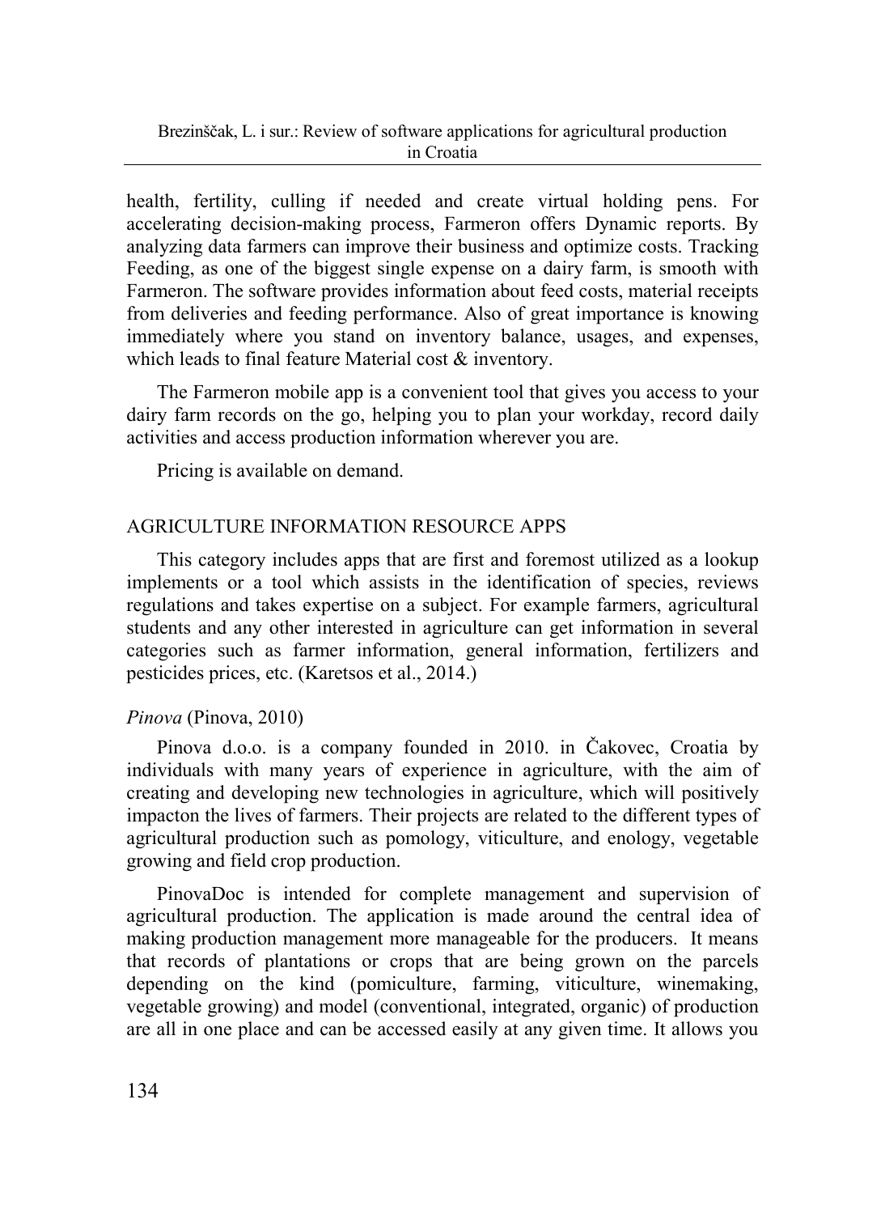health, fertility, culling if needed and create virtual holding pens. For accelerating decision-making process, Farmeron offers Dynamic reports. By analyzing data farmers can improve their business and optimize costs. Tracking Feeding, as one of the biggest single expense on a dairy farm, is smooth with Farmeron. The software provides information about feed costs, material receipts from deliveries and feeding performance. Also of great importance is knowing immediately where you stand on inventory balance, usages, and expenses, which leads to final feature Material cost & inventory.

The Farmeron mobile app is a convenient tool that gives you access to your dairy farm records on the go, helping you to plan your workday, record daily activities and access production information wherever you are.

Pricing is available on demand.

## AGRICULTURE INFORMATION RESOURCE APPS

This category includes apps that are first and foremost utilized as a lookup implements or a tool which assists in the identification of species, reviews regulations and takes expertise on a subject. For example farmers, agricultural students and any other interested in agriculture can get information in several categories such as farmer information, general information, fertilizers and pesticides prices, etc. (Karetsos et al., 2014.)

*Pinova* (Pinova, 2010)

Pinova d.o.o. is a company founded in 2010. in Čakovec, Croatia by individuals with many years of experience in agriculture, with the aim of creating and developing new technologies in agriculture, which will positively impacton the lives of farmers. Their projects are related to the different types of agricultural production such as pomology, viticulture, and enology, vegetable growing and field crop production.

PinovaDoc is intended for complete management and supervision of agricultural production. The application is made around the central idea of making production management more manageable for the producers. It means that records of plantations or crops that are being grown on the parcels depending on the kind (pomiculture, farming, viticulture, winemaking, vegetable growing) and model (conventional, integrated, organic) of production are all in one place and can be accessed easily at any given time. It allows you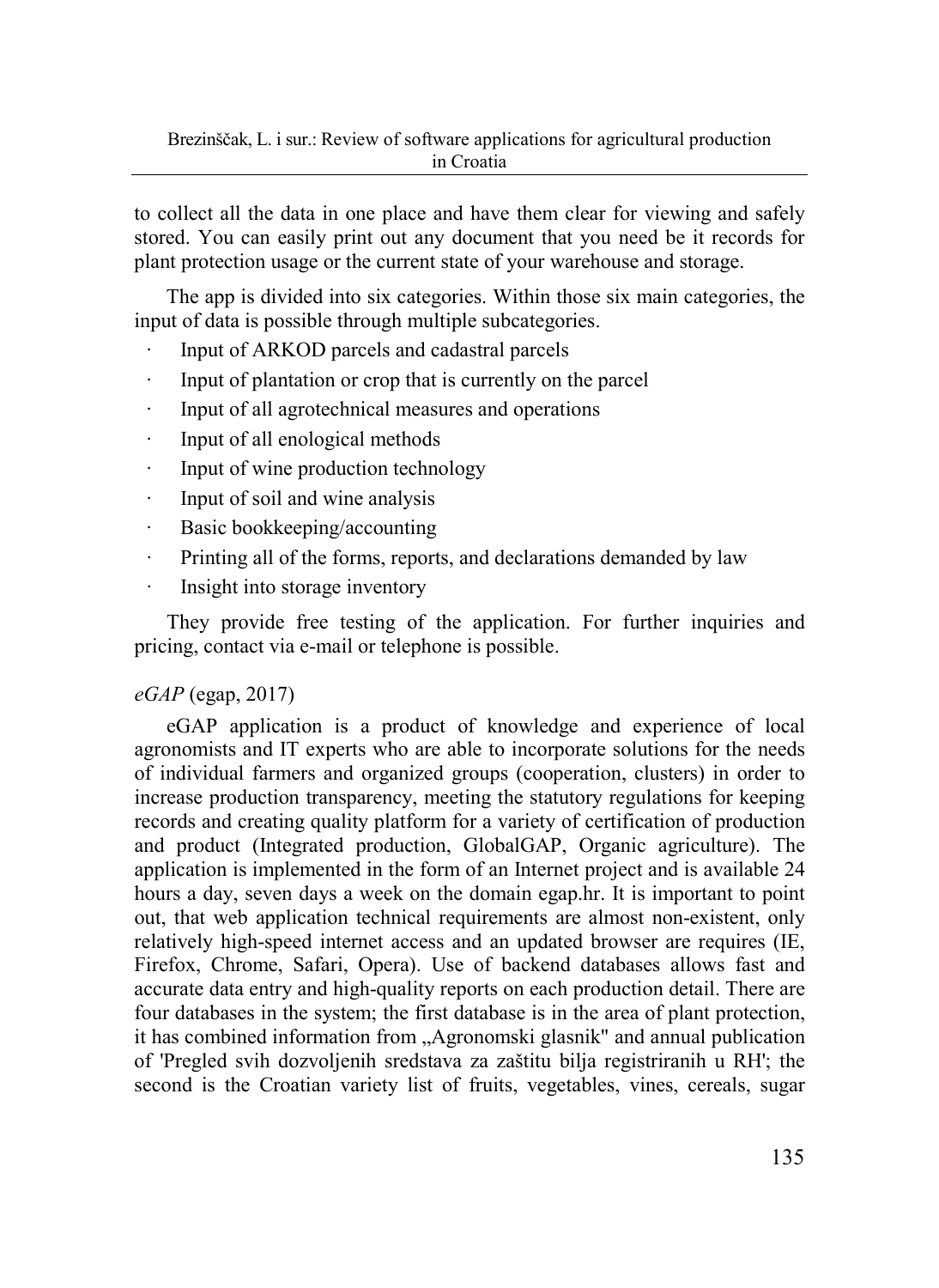to collect all the data in one place and have them clear for viewing and safely stored. You can easily print out any document that you need be it records for plant protection usage or the current state of your warehouse and storage.

The app is divided into six categories. Within those six main categories, the input of data is possible through multiple subcategories.

- Input of ARKOD parcels and cadastral parcels
- Input of plantation or crop that is currently on the parcel
- Input of all agrotechnical measures and operations
- Input of all enological methods
- Input of wine production technology
- Input of soil and wine analysis
- Basic bookkeeping/accounting
- Printing all of the forms, reports, and declarations demanded by law
- Insight into storage inventory

They provide free testing of the application. For further inquiries and pricing, contact via e-mail or telephone is possible.

*eGAP* (egap, 2017)

eGAP application is a product of knowledge and experience of local agronomists and IT experts who are able to incorporate solutions for the needs of individual farmers and organized groups (cooperation, clusters) in order to increase production transparency, meeting the statutory regulations for keeping records and creating quality platform for a variety of certification of production and product (Integrated production, GlobalGAP, Organic agriculture). The application is implemented in the form of an Internet project and is available 24 hours a day, seven days a week on the domain egap.hr. It is important to point out, that web application technical requirements are almost non-existent, only relatively high-speed internet access and an updated browser are requires (IE, Firefox, Chrome, Safari, Opera). Use of backend databases allows fast and accurate data entry and high-quality reports on each production detail. There are four databases in the system; the first database is in the area of plant protection, it has combined information from „Agronomski glasnik" and annual publication of 'Pregled svih dozvoljenih sredstava za zaštitu bilja registriranih u RH'; the second is the Croatian variety list of fruits, vegetables, vines, cereals, sugar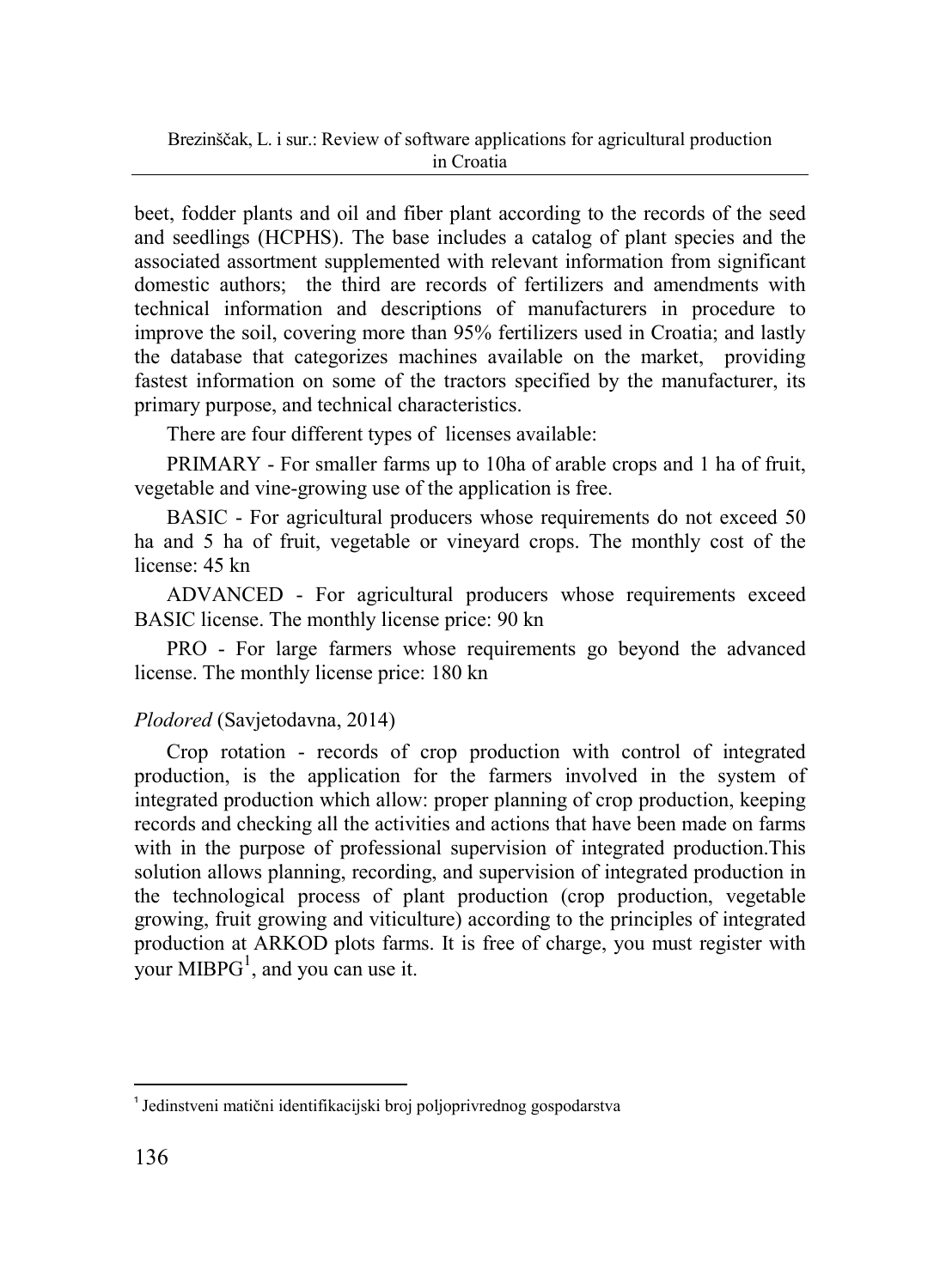beet, fodder plants and oil and fiber plant according to the records of the seed and seedlings (HCPHS). The base includes a catalog of plant species and the associated assortment supplemented with relevant information from significant domestic authors; the third are records of fertilizers and amendments with technical information and descriptions of manufacturers in procedure to improve the soil, covering more than 95% fertilizers used in Croatia; and lastly the database that categorizes machines available on the market, providing fastest information on some of the tractors specified by the manufacturer, its primary purpose, and technical characteristics.

There are four different types of licenses available:

PRIMARY - For smaller farms up to 10ha of arable crops and 1 ha of fruit, vegetable and vine-growing use of the application is free.

BASIC - For agricultural producers whose requirements do not exceed 50 ha and 5 ha of fruit, vegetable or vineyard crops. The monthly cost of the license: 45 kn

ADVANCED - For agricultural producers whose requirements exceed BASIC license. The monthly license price: 90 kn

PRO - For large farmers whose requirements go beyond the advanced license. The monthly license price: 180 kn

*Plodored* (Savjetodavna, 2014)

Crop rotation - records of crop production with control of integrated production, is the application for the farmers involved in the system of integrated production which allow: proper planning of crop production, keeping records and checking all the activities and actions that have been made on farms with in the purpose of professional supervision of integrated production.This solution allows planning, recording, and supervision of integrated production in the technological process of plant production (crop production, vegetable growing, fruit growing and viticulture) according to the principles of integrated production at ARKOD plots farms. It is free of charge, you must register with your MIBPG[1], and you can use it.

[1] Jedinstveni matični identifikacijski broj poljoprivrednog gospodarstva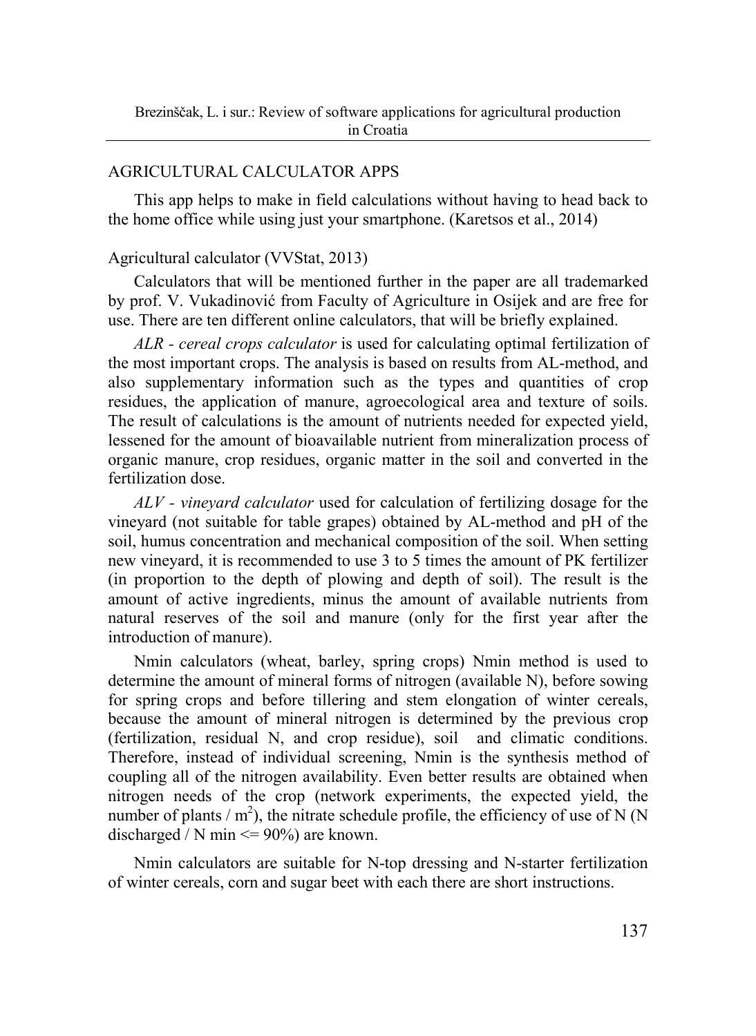## AGRICULTURAL CALCULATOR APPS

This app helps to make in field calculations without having to head back to the home office while using just your smartphone. (Karetsos et al., 2014)

### Agricultural calculator (VVStat, 2013)

Calculators that will be mentioned further in the paper are all trademarked by prof. V. Vukadinović from Faculty of Agriculture in Osijek and are free for use. There are ten different online calculators, that will be briefly explained.

*ALR - cereal crops calculator* is used for calculating optimal fertilization of the most important crops. The analysis is based on results from AL-method, and also supplementary information such as the types and quantities of crop residues, the application of manure, agroecological area and texture of soils. The result of calculations is the amount of nutrients needed for expected yield, lessened for the amount of bioavailable nutrient from mineralization process of organic manure, crop residues, organic matter in the soil and converted in the fertilization dose.

*ALV - vineyard calculator* used for calculation of fertilizing dosage for the vineyard (not suitable for table grapes) obtained by AL-method and pH of the soil, humus concentration and mechanical composition of the soil. When setting new vineyard, it is recommended to use 3 to 5 times the amount of PK fertilizer (in proportion to the depth of plowing and depth of soil). The result is the amount of active ingredients, minus the amount of available nutrients from natural reserves of the soil and manure (only for the first year after the introduction of manure).

Nmin calculators (wheat, barley, spring crops) Nmin method is used to determine the amount of mineral forms of nitrogen (available N), before sowing for spring crops and before tillering and stem elongation of winter cereals, because the amount of mineral nitrogen is determined by the previous crop (fertilization, residual N, and crop residue), soil and climatic conditions. Therefore, instead of individual screening, Nmin is the synthesis method of coupling all of the nitrogen availability. Even better results are obtained when nitrogen needs of the crop (network experiments, the expected yield, the number of plants / $m^2$), the nitrate schedule profile, the efficiency of use of N (N discharged / N min <= 90%) are known.

Nmin calculators are suitable for N-top dressing and N-starter fertilization of winter cereals, corn and sugar beet with each there are short instructions.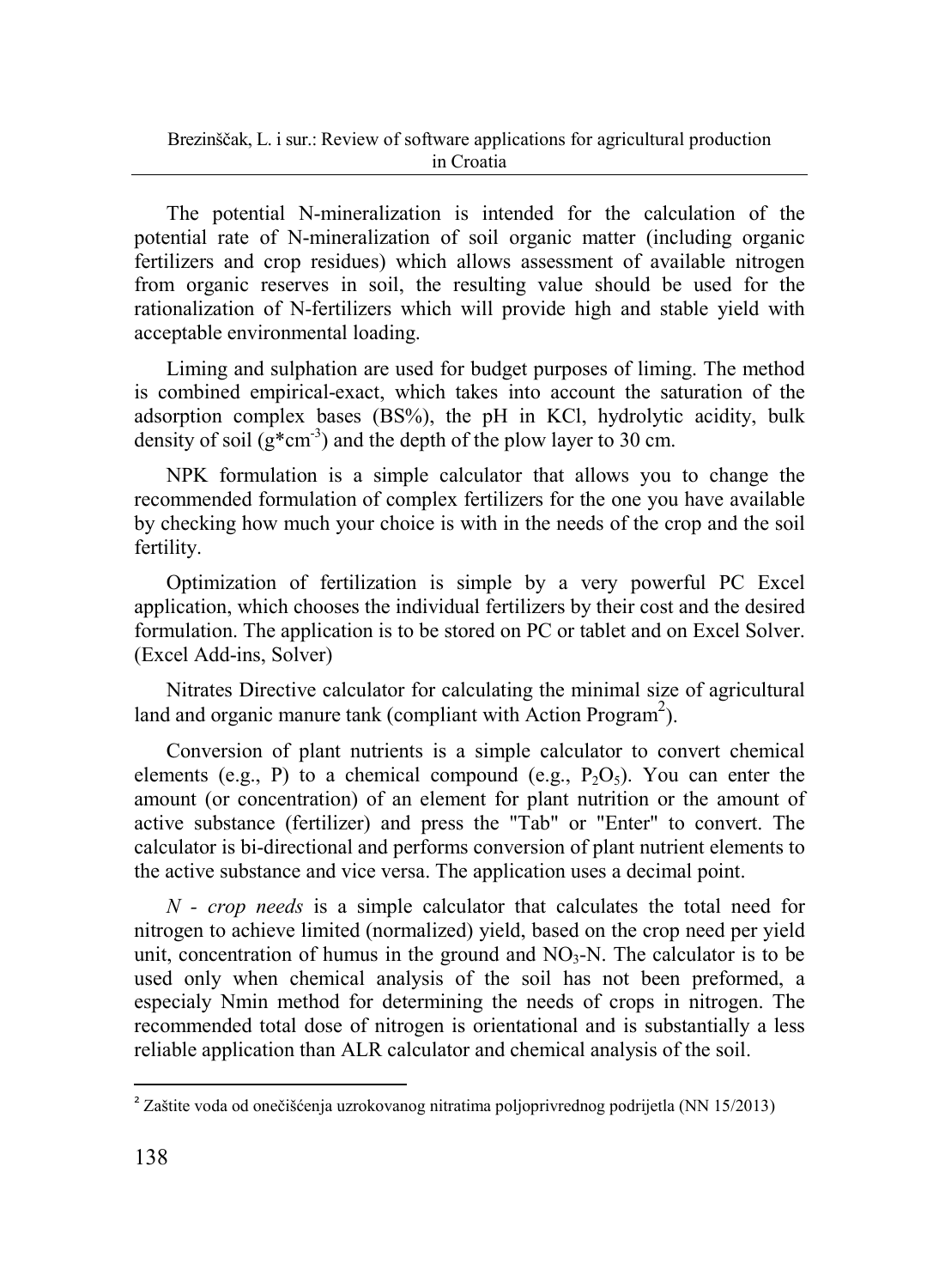The potential N-mineralization is intended for the calculation of the potential rate of N-mineralization of soil organic matter (including organic fertilizers and crop residues) which allows assessment of available nitrogen from organic reserves in soil, the resulting value should be used for the rationalization of N-fertilizers which will provide high and stable yield with acceptable environmental loading.

Liming and sulphation are used for budget purposes of liming. The method is combined empirical-exact, which takes into account the saturation of the adsorption complex bases (BS%), the pH in KCl, hydrolytic acidity, bulk density of soil ($g*cm^{-3}$) and the depth of the plow layer to 30 cm.

NPK formulation is a simple calculator that allows you to change the recommended formulation of complex fertilizers for the one you have available by checking how much your choice is with in the needs of the crop and the soil fertility.

Optimization of fertilization is simple by a very powerful PC Excel application, which chooses the individual fertilizers by their cost and the desired formulation. The application is to be stored on PC or tablet and on Excel Solver. (Excel Add-ins, Solver)

Nitrates Directive calculator for calculating the minimal size of agricultural land and organic manure tank (compliant with Action Program[2]).

Conversion of plant nutrients is a simple calculator to convert chemical elements (e.g., P) to a chemical compound (e.g., $P_2O_5$). You can enter the amount (or concentration) of an element for plant nutrition or the amount of active substance (fertilizer) and press the "Tab" or "Enter" to convert. The calculator is bi-directional and performs conversion of plant nutrient elements to the active substance and vice versa. The application uses a decimal point.

*N - crop needs* is a simple calculator that calculates the total need for nitrogen to achieve limited (normalized) yield, based on the crop need per yield unit, concentration of humus in the ground and $NO_3$-N. The calculator is to be used only when chemical analysis of the soil has not been preformed, a especialy Nmin method for determining the needs of crops in nitrogen. The recommended total dose of nitrogen is orientational and is substantially a less reliable application than ALR calculator and chemical analysis of the soil.

---

[2] Zaštite voda od onečišćenja uzrokovanog nitratima poljoprivrednog podrijetla (NN 15/2013)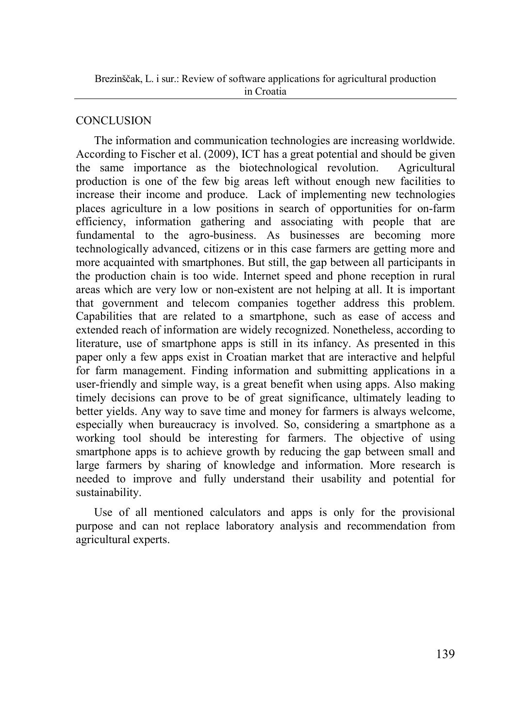## CONCLUSION

The information and communication technologies are increasing worldwide. According to Fischer et al. (2009), ICT has a great potential and should be given the same importance as the biotechnological revolution. Agricultural production is one of the few big areas left without enough new facilities to increase their income and produce. Lack of implementing new technologies places agriculture in a low positions in search of opportunities for on-farm efficiency, information gathering and associating with people that are fundamental to the agro-business. As businesses are becoming more technologically advanced, citizens or in this case farmers are getting more and more acquainted with smartphones. But still, the gap between all participants in the production chain is too wide. Internet speed and phone reception in rural areas which are very low or non-existent are not helping at all. It is important that government and telecom companies together address this problem. Capabilities that are related to a smartphone, such as ease of access and extended reach of information are widely recognized. Nonetheless, according to literature, use of smartphone apps is still in its infancy. As presented in this paper only a few apps exist in Croatian market that are interactive and helpful for farm management. Finding information and submitting applications in a user-friendly and simple way, is a great benefit when using apps. Also making timely decisions can prove to be of great significance, ultimately leading to better yields. Any way to save time and money for farmers is always welcome, especially when bureaucracy is involved. So, considering a smartphone as a working tool should be interesting for farmers. The objective of using smartphone apps is to achieve growth by reducing the gap between small and large farmers by sharing of knowledge and information. More research is needed to improve and fully understand their usability and potential for sustainability.

Use of all mentioned calculators and apps is only for the provisional purpose and can not replace laboratory analysis and recommendation from agricultural experts.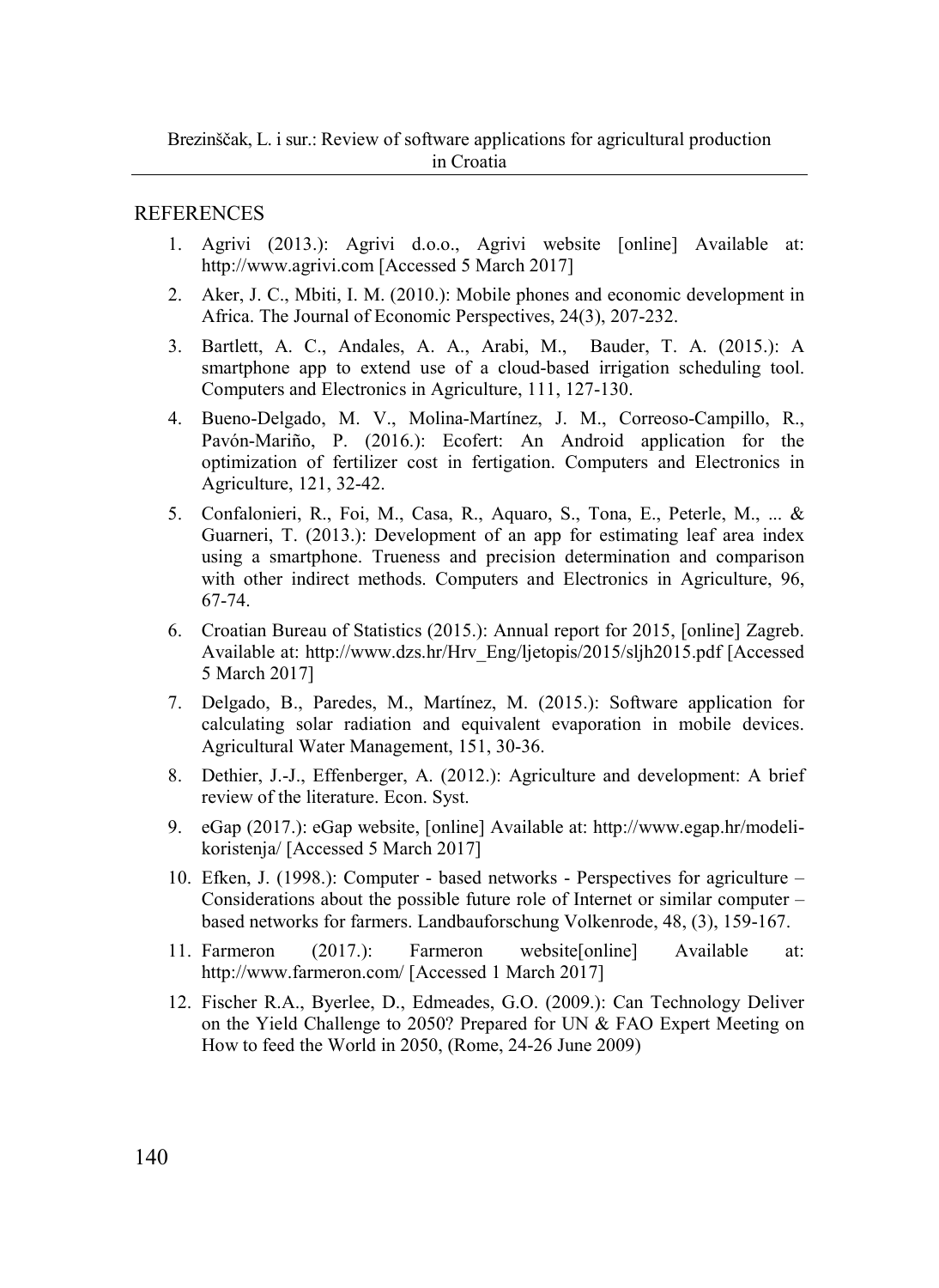## REFERENCES

1. Agrivi (2013.): Agrivi d.o.o., Agrivi website [online] Available at: http://www.agrivi.com [Accessed 5 March 2017]
2. Aker, J. C., Mbiti, I. M. (2010.): Mobile phones and economic development in Africa. The Journal of Economic Perspectives, 24(3), 207-232.
3. Bartlett, A. C., Andales, A. A., Arabi, M., Bauder, T. A. (2015.): A smartphone app to extend use of a cloud-based irrigation scheduling tool. Computers and Electronics in Agriculture, 111, 127-130.
4. Bueno-Delgado, M. V., Molina-Martínez, J. M., Correoso-Campillo, R., Pavón-Mariño, P. (2016.): Ecofert: An Android application for the optimization of fertilizer cost in fertigation. Computers and Electronics in Agriculture, 121, 32-42.
5. Confalonieri, R., Foi, M., Casa, R., Aquaro, S., Tona, E., Peterle, M., ... & Guarneri, T. (2013.): Development of an app for estimating leaf area index using a smartphone. Trueness and precision determination and comparison with other indirect methods. Computers and Electronics in Agriculture, 96, 67-74.
6. Croatian Bureau of Statistics (2015.): Annual report for 2015, [online] Zagreb. Available at: http://www.dzs.hr/Hrv_Eng/ljetopis/2015/sljh2015.pdf [Accessed 5 March 2017]
7. Delgado, B., Paredes, M., Martínez, M. (2015.): Software application for calculating solar radiation and equivalent evaporation in mobile devices. Agricultural Water Management, 151, 30-36.
8. Dethier, J.-J., Effenberger, A. (2012.): Agriculture and development: A brief review of the literature. Econ. Syst.
9. eGap (2017.): eGap website, [online] Available at: http://www.egap.hr/modeli-koristenja/ [Accessed 5 March 2017]
10. Efken, J. (1998.): Computer - based networks - Perspectives for agriculture – Considerations about the possible future role of Internet or similar computer – based networks for farmers. Landbauforschung Volkenrode, 48, (3), 159-167.
11. Farmeron (2017.): Farmeron website[online] Available at: http://www.farmeron.com/ [Accessed 1 March 2017]
12. Fischer R.A., Byerlee, D., Edmeades, G.O. (2009.): Can Technology Deliver on the Yield Challenge to 2050? Prepared for UN & FAO Expert Meeting on How to feed the World in 2050, (Rome, 24-26 June 2009)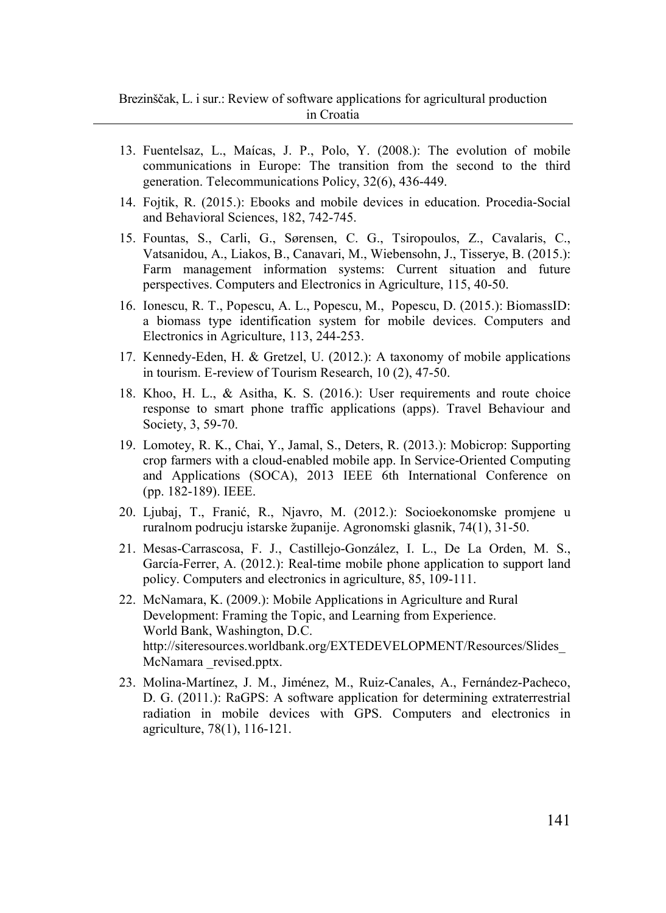13. Fuentelsaz, L., Maícas, J. P., Polo, Y. (2008.): The evolution of mobile communications in Europe: The transition from the second to the third generation. Telecommunications Policy, 32(6), 436-449.
14. Fojtik, R. (2015.): Ebooks and mobile devices in education. Procedia-Social and Behavioral Sciences, 182, 742-745.
15. Fountas, S., Carli, G., Sørensen, C. G., Tsiropoulos, Z., Cavalaris, C., Vatsanidou, A., Liakos, B., Canavari, M., Wiebensohn, J., Tisserye, B. (2015.): Farm management information systems: Current situation and future perspectives. Computers and Electronics in Agriculture, 115, 40-50.
16. Ionescu, R. T., Popescu, A. L., Popescu, M., Popescu, D. (2015.): BiomassID: a biomass type identification system for mobile devices. Computers and Electronics in Agriculture, 113, 244-253.
17. Kennedy-Eden, H. & Gretzel, U. (2012.): A taxonomy of mobile applications in tourism. E-review of Tourism Research, 10 (2), 47-50.
18. Khoo, H. L., & Asitha, K. S. (2016.): User requirements and route choice response to smart phone traffic applications (apps). Travel Behaviour and Society, 3, 59-70.
19. Lomotey, R. K., Chai, Y., Jamal, S., Deters, R. (2013.): Mobicrop: Supporting crop farmers with a cloud-enabled mobile app. In Service-Oriented Computing and Applications (SOCA), 2013 IEEE 6th International Conference on (pp. 182-189). IEEE.
20. Ljubaj, T., Franić, R., Njavro, M. (2012.): Socioekonomske promjene u ruralnom podrucju istarske županije. Agronomski glasnik, 74(1), 31-50.
21. Mesas-Carrascosa, F. J., Castillejo-González, I. L., De La Orden, M. S., García-Ferrer, A. (2012.): Real-time mobile phone application to support land policy. Computers and electronics in agriculture, 85, 109-111.
22. McNamara, K. (2009.): Mobile Applications in Agriculture and Rural Development: Framing the Topic, and Learning from Experience. World Bank, Washington, D.C. http://siteresources.worldbank.org/EXTEDEVELOPMENT/Resources/Slides_McNamara _revised.pptx.
23. Molina-Martínez, J. M., Jiménez, M., Ruiz-Canales, A., Fernández-Pacheco, D. G. (2011.): RaGPS: A software application for determining extraterrestrial radiation in mobile devices with GPS. Computers and electronics in agriculture, 78(1), 116-121.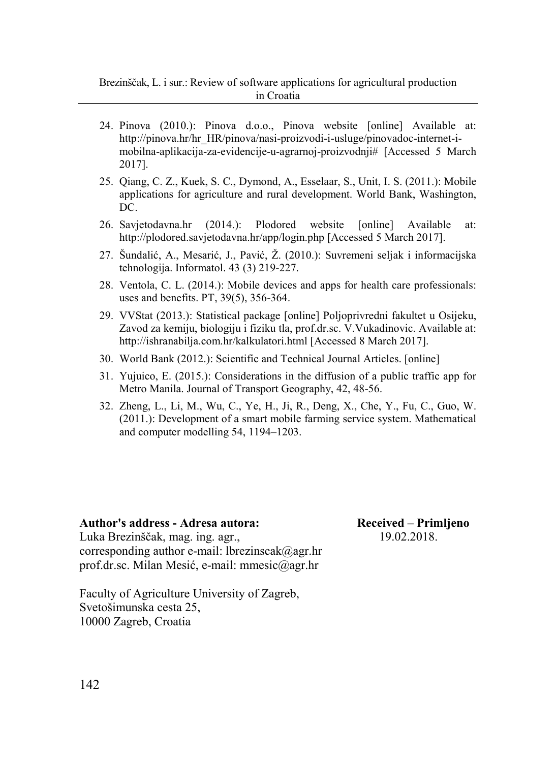24. Pinova (2010.): Pinova d.o.o., Pinova website [online] Available at: http://pinova.hr/hr_HR/pinova/nasi-proizvodi-i-usluge/pinovadoc-internet-i-mobilna-aplikacija-za-evidencije-u-agrarnoj-proizvodnji# [Accessed 5 March 2017].
25. Qiang, C. Z., Kuek, S. C., Dymond, A., Esselaar, S., Unit, I. S. (2011.): Mobile applications for agriculture and rural development. World Bank, Washington, DC.
26. Savjetodavna.hr (2014.): Plodored website [online] Available at: http://plodored.savjetodavna.hr/app/login.php [Accessed 5 March 2017].
27. Šundalić, A., Mesarić, J., Pavić, Ž. (2010.): Suvremeni seljak i informacijska tehnologija. Informatol. 43 (3) 219-227.
28. Ventola, C. L. (2014.): Mobile devices and apps for health care professionals: uses and benefits. PT, 39(5), 356-364.
29. VVStat (2013.): Statistical package [online] Poljoprivredni fakultet u Osijeku, Zavod za kemiju, biologiju i fiziku tla, prof.dr.sc. V.Vukadinovic. Available at: http://ishranabilja.com.hr/kalkulatori.html [Accessed 8 March 2017].
30. World Bank (2012.): Scientific and Technical Journal Articles. [online]
31. Yujuico, E. (2015.): Considerations in the diffusion of a public traffic app for Metro Manila. Journal of Transport Geography, 42, 48-56.
32. Zheng, L., Li, M., Wu, C., Ye, H., Ji, R., Deng, X., Che, Y., Fu, C., Guo, W. (2011.): Development of a smart mobile farming service system. Mathematical and computer modelling 54, 1194–1203.

**Author's address - Adresa autora:**
Luka Brezinščak, mag. ing. agr.,
corresponding author e-mail: lbrezinscak@agr.hr
prof.dr.sc. Milan Mesić, e-mail: mmesic@agr.hr

Faculty of Agriculture University of Zagreb,
Svetošimunska cesta 25,
10000 Zagreb, Croatia

**Received – Primljeno**
19.02.2018.